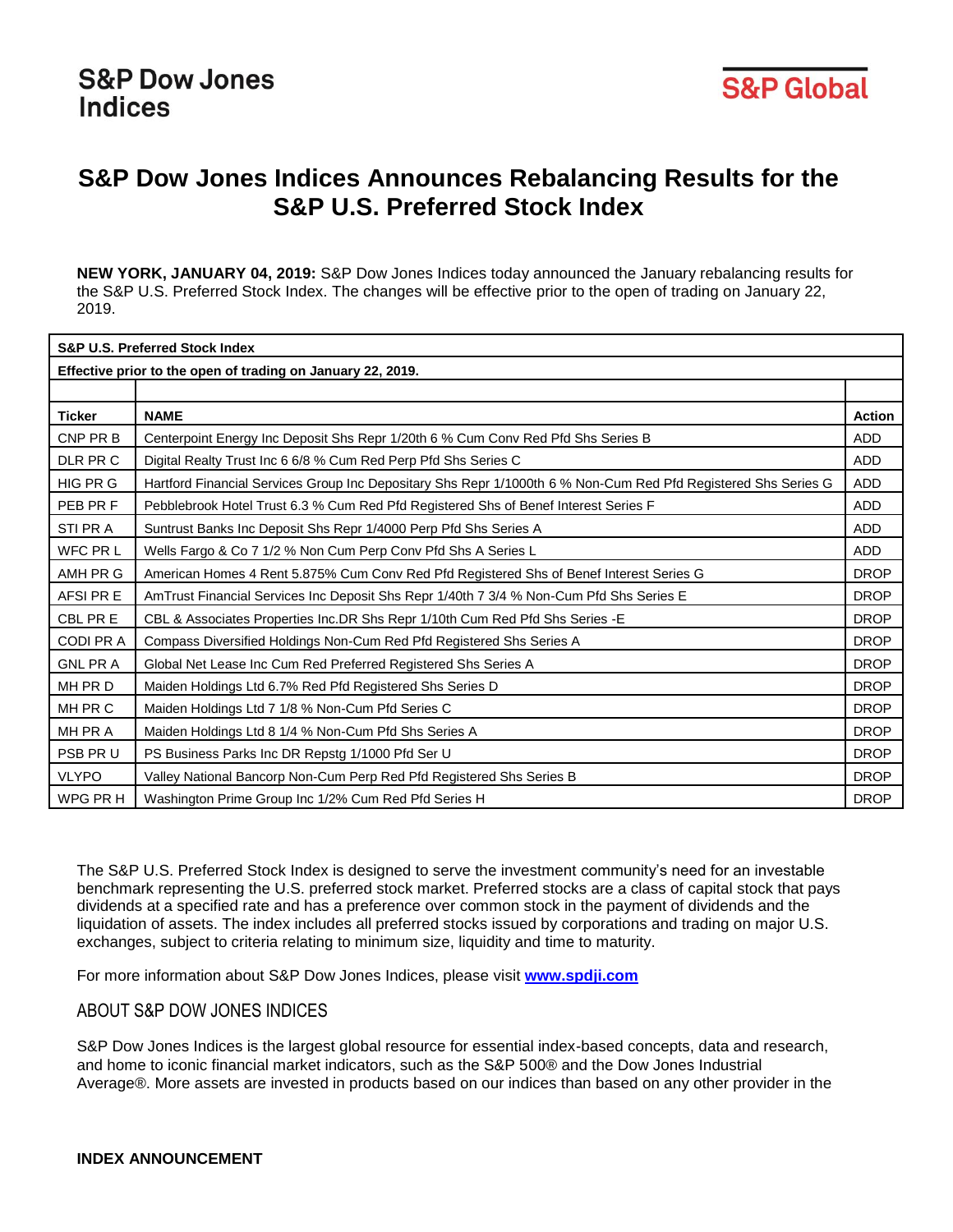S&P Dow Jones Indices

S&P Global

# S&P Dow Jones Indices Announces Rebalancing Results for the S&P U.S. Preferred Stock Index

**NEW YORK, JANUARY 04, 2019:** S&P Dow Jones Indices today announced the January rebalancing results for the S&P U.S. Preferred Stock Index. The changes will be effective prior to the open of trading on January 22, 2019.

| **S&P U.S. Preferred Stock Index** | | |
|---|---|---|
| **Effective prior to the open of trading on January 22, 2019.** | | |
| | | |
| **Ticker** | **NAME** | **Action** |
| CNP PR B | Centerpoint Energy Inc Deposit Shs Repr 1/20th 6 % Cum Conv Red Pfd Shs Series B | ADD |
| DLR PR C | Digital Realty Trust Inc 6 6/8 % Cum Red Perp Pfd Shs Series C | ADD |
| HIG PR G | Hartford Financial Services Group Inc Depositary Shs Repr 1/1000th 6 % Non-Cum Red Pfd Registered Shs Series G | ADD |
| PEB PR F | Pebblebrook Hotel Trust 6.3 % Cum Red Pfd Registered Shs of Benef Interest Series F | ADD |
| STI PR A | Suntrust Banks Inc Deposit Shs Repr 1/4000 Perp Pfd Shs Series A | ADD |
| WFC PR L | Wells Fargo & Co 7 1/2 % Non Cum Perp Conv Pfd Shs A Series L | ADD |
| AMH PR G | American Homes 4 Rent 5.875% Cum Conv Red Pfd Registered Shs of Benef Interest Series G | DROP |
| AFSI PR E | AmTrust Financial Services Inc Deposit Shs Repr 1/40th 7 3/4 % Non-Cum Pfd Shs Series E | DROP |
| CBL PR E | CBL & Associates Properties Inc.DR Shs Repr 1/10th Cum Red Pfd Shs Series -E | DROP |
| CODI PR A | Compass Diversified Holdings Non-Cum Red Pfd Registered Shs Series A | DROP |
| GNL PR A | Global Net Lease Inc Cum Red Preferred Registered Shs Series A | DROP |
| MH PR D | Maiden Holdings Ltd 6.7% Red Pfd Registered Shs Series D | DROP |
| MH PR C | Maiden Holdings Ltd 7 1/8 % Non-Cum Pfd Series C | DROP |
| MH PR A | Maiden Holdings Ltd 8 1/4 % Non-Cum Pfd Shs Series A | DROP |
| PSB PR U | PS Business Parks Inc DR Repstg 1/1000 Pfd Ser U | DROP |
| VLYPO | Valley National Bancorp Non-Cum Perp Red Pfd Registered Shs Series B | DROP |
| WPG PR H | Washington Prime Group Inc 1/2% Cum Red Pfd Series H | DROP |

The S&P U.S. Preferred Stock Index is designed to serve the investment community's need for an investable benchmark representing the U.S. preferred stock market. Preferred stocks are a class of capital stock that pays dividends at a specified rate and has a preference over common stock in the payment of dividends and the liquidation of assets. The index includes all preferred stocks issued by corporations and trading on major U.S. exchanges, subject to criteria relating to minimum size, liquidity and time to maturity.

For more information about S&P Dow Jones Indices, please visit **www.spdji.com**

## ABOUT S&P DOW JONES INDICES

S&P Dow Jones Indices is the largest global resource for essential index-based concepts, data and research, and home to iconic financial market indicators, such as the S&P 500® and the Dow Jones Industrial Average®. More assets are invested in products based on our indices than based on any other provider in the

**INDEX ANNOUNCEMENT**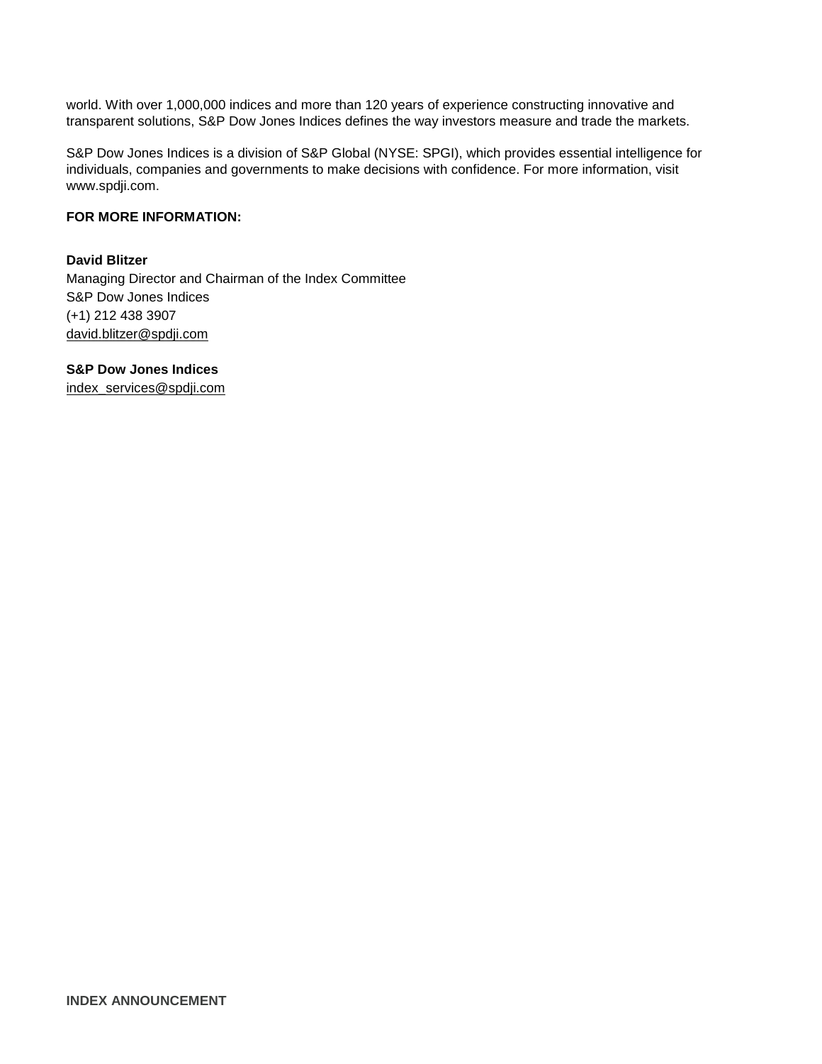world. With over 1,000,000 indices and more than 120 years of experience constructing innovative and transparent solutions, S&P Dow Jones Indices defines the way investors measure and trade the markets.

S&P Dow Jones Indices is a division of S&P Global (NYSE: SPGI), which provides essential intelligence for individuals, companies and governments to make decisions with confidence. For more information, visit www.spdji.com.

**FOR MORE INFORMATION:**

**David Blitzer**
Managing Director and Chairman of the Index Committee
S&P Dow Jones Indices
(+1) 212 438 3907
david.blitzer@spdji.com

**S&P Dow Jones Indices**
index_services@spdji.com